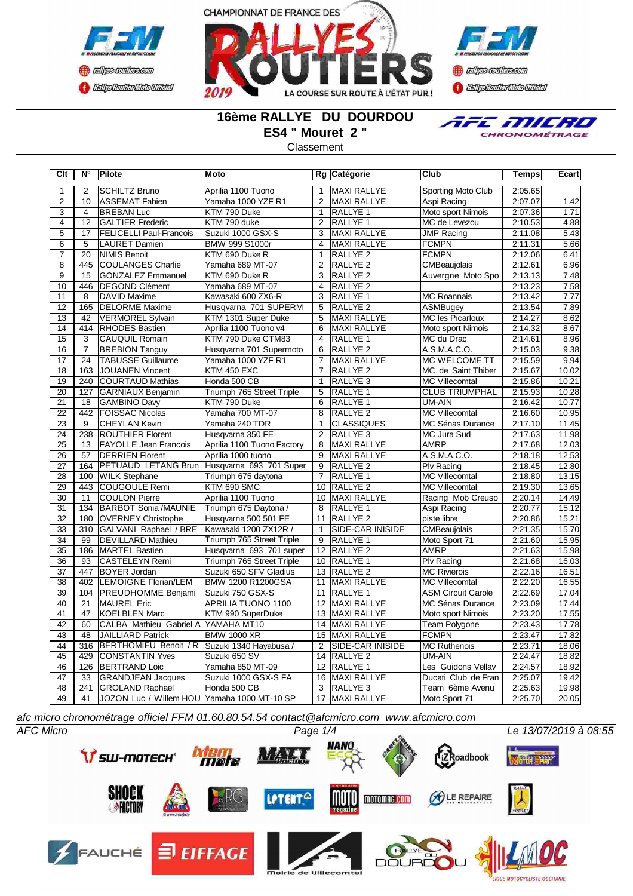CHAMPIONNAT DE FRANCE DES RALLYES ROUTIERS 2019

LA COURSE SUR ROUTE À L'ÉTAT PUR !

# 16ème RALLYE DU DOURDOU

## ES4 " Mouret 2 "

Classement

| Clt | N° | Pilote | Moto | Rg | Catégorie | Club | Temps | Ecart |
|---|---|---|---|---|---|---|---|---|
| 1 | 2 | SCHILTZ Bruno | Aprilia 1100 Tuono | 1 | MAXI RALLYE | Sporting Moto Club | 2:05.65 | |
| 2 | 10 | ASSEMAT Fabien | Yamaha 1000 YZF R1 | 2 | MAXI RALLYE | Aspi Racing | 2:07.07 | 1.42 |
| 3 | 4 | BREBAN Luc | KTM 790 Duke | 1 | RALLYE 1 | Moto sport Nimois | 2:07.36 | 1.71 |
| 4 | 12 | GALTIER Frederic | KTM 790 duke | 2 | RALLYE 1 | MC de Levezou | 2:10.53 | 4.88 |
| 5 | 17 | FELICELLI Paul-Francois | Suzuki 1000 GSX-S | 3 | MAXI RALLYE | JMP Racing | 2:11.08 | 5.43 |
| 6 | 5 | LAURET Damien | BMW 999 S1000r | 4 | MAXI RALLYE | FCMPN | 2:11.31 | 5.66 |
| 7 | 20 | NIMIS Benoit | KTM 690 Duke R | 1 | RALLYE 2 | FCMPN | 2:12.06 | 6.41 |
| 8 | 445 | COULANGES Charlie | Yamaha 689 MT-07 | 2 | RALLYE 2 | CMBeaujolais | 2:12.61 | 6.96 |
| 9 | 15 | GONZALEZ Emmanuel | KTM 690 Duke R | 3 | RALLYE 2 | Auvergne Moto Spo | 2:13.13 | 7.48 |
| 10 | 446 | DEGOND Clément | Yamaha 689 MT-07 | 4 | RALLYE 2 | | 2:13.23 | 7.58 |
| 11 | 8 | DAVID Maxime | Kawasaki 600 ZX6-R | 3 | RALLYE 1 | MC Roannais | 2:13.42 | 7.77 |
| 12 | 165 | DELORME Maxime | Husqvarna 701 SUPERM | 5 | RALLYE 2 | ASMBugey | 2:13.54 | 7.89 |
| 13 | 42 | VERMOREL Sylvain | KTM 1301 Super Duke | 5 | MAXI RALLYE | MC les Picarloux | 2:14.27 | 8.62 |
| 14 | 414 | RHODES Bastien | Aprilia 1100 Tuono v4 | 6 | MAXI RALLYE | Moto sport Nimois | 2:14.32 | 8.67 |
| 15 | 3 | CAUQUIL Romain | KTM 790 Duke CTM83 | 4 | RALLYE 1 | MC du Drac | 2:14.61 | 8.96 |
| 16 | 7 | BREBION Tanguy | Husqvarna 701 Supermoto | 6 | RALLYE 2 | A.S.M.A.C.O. | 2:15.03 | 9.38 |
| 17 | 24 | TABUSSE Guillaume | Yamaha 1000 YZF R1 | 7 | MAXI RALLYE | MC WELCOME TT | 2:15.59 | 9.94 |
| 18 | 163 | JOUANEN Vincent | KTM 450 EXC | 7 | RALLYE 2 | MC de Saint Thiber | 2:15.67 | 10.02 |
| 19 | 240 | COURTAUD Mathias | Honda 500 CB | 1 | RALLYE 3 | MC Villecomtal | 2:15.86 | 10.21 |
| 20 | 127 | GARNIAUX Benjamin | Triumph 765 Street Triple | 5 | RALLYE 1 | CLUB TRIUMPHAL | 2:15.93 | 10.28 |
| 21 | 18 | GAMBINO Davy | KTM 790 Duke | 6 | RALLYE 1 | UM-AIN | 2:16.42 | 10.77 |
| 22 | 442 | FOISSAC Nicolas | Yamaha 700 MT-07 | 8 | RALLYE 2 | MC Villecomtal | 2:16.60 | 10.95 |
| 23 | 9 | CHEYLAN Kevin | Yamaha 240 TDR | 1 | CLASSIQUES | MC Sénas Durance | 2:17.10 | 11.45 |
| 24 | 238 | ROUTHIER Florent | Husqvarna 350 FE | 2 | RALLYE 3 | MC Jura Sud | 2:17.63 | 11.98 |
| 25 | 13 | FAYOLLE Jean Francois | Aprilia 1100 Tuono Factory | 8 | MAXI RALLYE | AMRP | 2:17.68 | 12.03 |
| 26 | 57 | DERRIEN Florent | Aprilia 1000 tuono | 9 | MAXI RALLYE | A.S.M.A.C.O. | 2:18.18 | 12.53 |
| 27 | 164 | PETUAUD LETANG Brun | Husqvarna 693 701 Super | 9 | RALLYE 2 | Plv Racing | 2:18.45 | 12.80 |
| 28 | 100 | WILK Stephane | Triumph 675 daytona | 7 | RALLYE 1 | MC Villecomtal | 2:18.80 | 13.15 |
| 29 | 443 | COUGOULE Remi | KTM 690 SMC | 10 | RALLYE 2 | MC Villecomtal | 2:19.30 | 13.65 |
| 30 | 11 | COULON Pierre | Aprilia 1100 Tuono | 10 | MAXI RALLYE | Racing Mob Creuso | 2:20.14 | 14.49 |
| 31 | 134 | BARBOT Sonia /MAUNIE | Triumph 675 Daytona / | 8 | RALLYE 1 | Aspi Racing | 2:20.77 | 15.12 |
| 32 | 180 | OVERNEY Christophe | Husqvarna 500 501 FE | 11 | RALLYE 2 | piste libre | 2:20.86 | 15.21 |
| 33 | 310 | GALVANI Raphael / BRE | Kawasaki 1200 ZX12R / | 1 | SIDE-CAR INISIDE | CMBeaujolais | 2:21.35 | 15.70 |
| 34 | 99 | DEVILLARD Mathieu | Triumph 765 Street Triple | 9 | RALLYE 1 | Moto Sport 71 | 2:21.60 | 15.95 |
| 35 | 186 | MARTEL Bastien | Husqvarna 693 701 super | 12 | RALLYE 2 | AMRP | 2:21.63 | 15.98 |
| 36 | 93 | CASTELEYN Remi | Triumph 765 Street Triple | 10 | RALLYE 1 | Plv Racing | 2:21.68 | 16.03 |
| 37 | 447 | BOYER Jordan | Suzuki 650 SFV Gladius | 13 | RALLYE 2 | MC Rivierois | 2:22.16 | 16.51 |
| 38 | 402 | LEMOIGNE Florian/LEM | BMW 1200 R1200GSA | 11 | MAXI RALLYE | MC Villecomtal | 2:22.20 | 16.55 |
| 39 | 104 | PREUDHOMME Benjami | Suzuki 750 GSX-S | 11 | RALLYE 1 | ASM Circuit Carole | 2:22.69 | 17.04 |
| 40 | 21 | MAUREL Eric | APRILIA TUONO 1100 | 12 | MAXI RALLYE | MC Sénas Durance | 2:23.09 | 17.44 |
| 41 | 47 | KOELBLEN Marc | KTM 990 SuperDuke | 13 | MAXI RALLYE | Moto sport Nimois | 2:23.20 | 17.55 |
| 42 | 60 | CALBA Mathieu Gabriel A | YAMAHA MT10 | 14 | MAXI RALLYE | Team Polygone | 2:23.43 | 17.78 |
| 43 | 48 | JAILLIARD Patrick | BMW 1000 XR | 15 | MAXI RALLYE | FCMPN | 2:23.47 | 17.82 |
| 44 | 316 | BERTHOMIEU Benoit / R | Suzuki 1340 Hayabusa / | 2 | SIDE-CAR INISIDE | MC Ruthenois | 2:23.71 | 18.06 |
| 45 | 429 | CONSTANTIN Yves | Suzuki 650 SV | 14 | RALLYE 2 | UM-AIN | 2:24.47 | 18.82 |
| 46 | 126 | BERTRAND Loic | Yamaha 850 MT-09 | 12 | RALLYE 1 | Les Guidons Vellav | 2:24.57 | 18.92 |
| 47 | 33 | GRANDJEAN Jacques | Suzuki 1000 GSX-S FA | 16 | MAXI RALLYE | Ducati Club de Fran | 2:25.07 | 19.42 |
| 48 | 241 | GROLAND Raphael | Honda 500 CB | 3 | RALLYE 3 | Team 6ème Avenu | 2:25.63 | 19.98 |
| 49 | 41 | JOZON Luc / Willem HOU | Yamaha 1000 MT-10 SP | 17 | MAXI RALLYE | Moto Sport 71 | 2:25.70 | 20.05 |

*afc micro chronométrage officiel FFM 01.60.80.54.54 contact@afcmicro.com www.afcmicro.com*

*AFC Micro* — Le 13/07/2019 à 08:55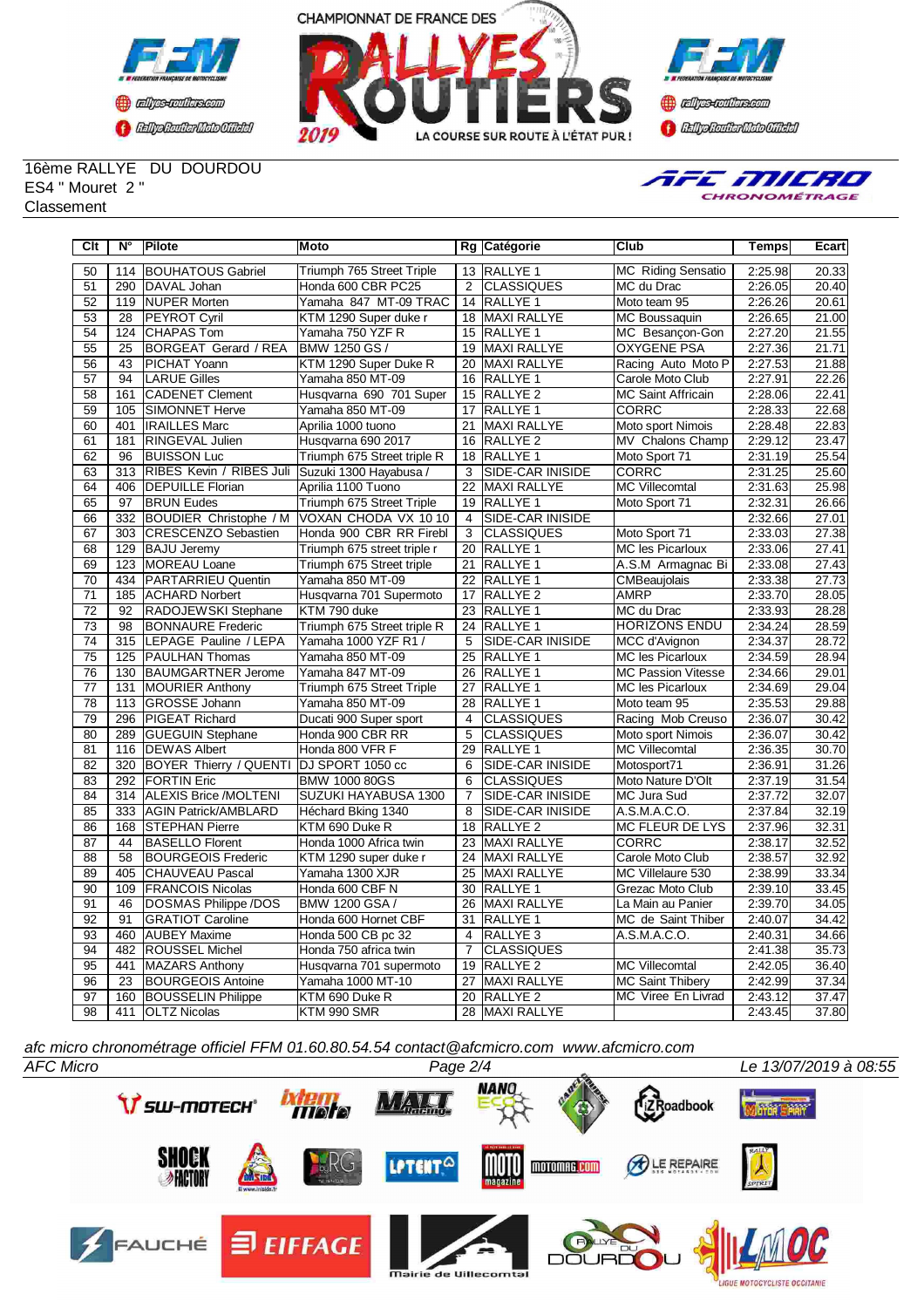16ème RALLYE DU DOURDOU
ES4 " Mouret 2 "
Classement

| Clt | N° | Pilote | Moto | Rg | Catégorie | Club | Temps | Ecart |
|---|---|---|---|---|---|---|---|---|
| 50 | 114 | BOUHATOUS Gabriel | Triumph 765 Street Triple | 13 | RALLYE 1 | MC Riding Sensatio | 2:25.98 | 20.33 |
| 51 | 290 | DAVAL Johan | Honda 600 CBR PC25 | 2 | CLASSIQUES | MC du Drac | 2:26.05 | 20.40 |
| 52 | 119 | NUPER Morten | Yamaha 847 MT-09 TRAC | 14 | RALLYE 1 | Moto team 95 | 2:26.26 | 20.61 |
| 53 | 28 | PEYROT Cyril | KTM 1290 Super duke r | 18 | MAXI RALLYE | MC Boussaquin | 2:26.65 | 21.00 |
| 54 | 124 | CHAPAS Tom | Yamaha 750 YZF R | 15 | RALLYE 1 | MC Besançon-Gon | 2:27.20 | 21.55 |
| 55 | 25 | BORGEAT Gerard / REA | BMW 1250 GS / | 19 | MAXI RALLYE | OXYGENE PSA | 2:27.36 | 21.71 |
| 56 | 43 | PICHAT Yoann | KTM 1290 Super Duke R | 20 | MAXI RALLYE | Racing Auto Moto P | 2:27.53 | 21.88 |
| 57 | 94 | LARUE Gilles | Yamaha 850 MT-09 | 16 | RALLYE 1 | Carole Moto Club | 2:27.91 | 22.26 |
| 58 | 161 | CADENET Clement | Husqvarna 690 701 Super | 15 | RALLYE 2 | MC Saint Affricain | 2:28.06 | 22.41 |
| 59 | 105 | SIMONNET Herve | Yamaha 850 MT-09 | 17 | RALLYE 1 | CORRC | 2:28.33 | 22.68 |
| 60 | 401 | IRAILLES Marc | Aprilia 1000 tuono | 21 | MAXI RALLYE | Moto sport Nimois | 2:28.48 | 22.83 |
| 61 | 181 | RINGEVAL Julien | Husqvarna 690 2017 | 16 | RALLYE 2 | MV Chalons Champ | 2:29.12 | 23.47 |
| 62 | 96 | BUISSON Luc | Triumph 675 Street triple R | 18 | RALLYE 1 | Moto Sport 71 | 2:31.19 | 25.54 |
| 63 | 313 | RIBES Kevin / RIBES Juli | Suzuki 1300 Hayabusa / | 3 | SIDE-CAR INISIDE | CORRC | 2:31.25 | 25.60 |
| 64 | 406 | DEPUILLE Florian | Aprilia 1100 Tuono | 22 | MAXI RALLYE | MC Villecomtal | 2:31.63 | 25.98 |
| 65 | 97 | BRUN Eudes | Triumph 675 Street Triple | 19 | RALLYE 1 | Moto Sport 71 | 2:32.31 | 26.66 |
| 66 | 332 | BOUDIER Christophe / M | VOXAN CHODA VX 10 10 | 4 | SIDE-CAR INISIDE | | 2:32.66 | 27.01 |
| 67 | 303 | CRESCENZO Sebastien | Honda 900 CBR RR Firebl | 3 | CLASSIQUES | Moto Sport 71 | 2:33.03 | 27.38 |
| 68 | 129 | BAJU Jeremy | Triumph 675 street triple r | 20 | RALLYE 1 | MC les Picarloux | 2:33.06 | 27.41 |
| 69 | 123 | MOREAU Loane | Triumph 675 Street triple | 21 | RALLYE 1 | A.S.M Armagnac Bi | 2:33.08 | 27.43 |
| 70 | 434 | PARTARRIEU Quentin | Yamaha 850 MT-09 | 22 | RALLYE 1 | CMBeaujolais | 2:33.38 | 27.73 |
| 71 | 185 | ACHARD Norbert | Husqvarna 701 Supermoto | 17 | RALLYE 2 | AMRP | 2:33.70 | 28.05 |
| 72 | 92 | RADOJEWSKI Stephane | KTM 790 duke | 23 | RALLYE 1 | MC du Drac | 2:33.93 | 28.28 |
| 73 | 98 | BONNAURE Frederic | Triumph 675 Street triple R | 24 | RALLYE 1 | HORIZONS ENDU | 2:34.24 | 28.59 |
| 74 | 315 | LEPAGE Pauline / LEPA | Yamaha 1000 YZF R1 / | 5 | SIDE-CAR INISIDE | MCC d'Avignon | 2:34.37 | 28.72 |
| 75 | 125 | PAULHAN Thomas | Yamaha 850 MT-09 | 25 | RALLYE 1 | MC les Picarloux | 2:34.59 | 28.94 |
| 76 | 130 | BAUMGARTNER Jerome | Yamaha 847 MT-09 | 26 | RALLYE 1 | MC Passion Vitesse | 2:34.66 | 29.01 |
| 77 | 131 | MOURIER Anthony | Triumph 675 Street Triple | 27 | RALLYE 1 | MC les Picarloux | 2:34.69 | 29.04 |
| 78 | 113 | GROSSE Johann | Yamaha 850 MT-09 | 28 | RALLYE 1 | Moto team 95 | 2:35.53 | 29.88 |
| 79 | 296 | PIGEAT Richard | Ducati 900 Super sport | 4 | CLASSIQUES | Racing Mob Creuso | 2:36.07 | 30.42 |
| 80 | 289 | GUEGUIN Stephane | Honda 600 CBR RR | 5 | CLASSIQUES | Moto sport Nimois | 2:36.07 | 30.42 |
| 81 | 116 | DEWAS Albert | Honda 800 VFR F | 29 | RALLYE 1 | MC Villecomtal | 2:36.35 | 30.70 |
| 82 | 320 | BOYER Thierry / QUENTI | DJ SPORT 1050 cc | 6 | SIDE-CAR INISIDE | Motosport71 | 2:36.91 | 31.26 |
| 83 | 292 | FORTIN Eric | BMW 1000 80GS | 6 | CLASSIQUES | Moto Nature D'Olt | 2:37.19 | 31.54 |
| 84 | 314 | ALEXIS Brice /MOLTENI | SUZUKI HAYABUSA 1300 | 7 | SIDE-CAR INISIDE | MC Jura Sud | 2:37.72 | 32.07 |
| 85 | 333 | AGIN Patrick/AMBLARD | Héchard Bking 1340 | 8 | SIDE-CAR INISIDE | A.S.M.A.C.O. | 2:37.84 | 32.19 |
| 86 | 168 | STEPHAN Pierre | KTM 690 Duke R | 18 | RALLYE 2 | MC FLEUR DE LYS | 2:37.96 | 32.31 |
| 87 | 44 | BASELLO Florent | Honda 1000 Africa twin | 23 | MAXI RALLYE | CORRC | 2:38.17 | 32.52 |
| 88 | 58 | BOURGEOIS Frederic | KTM 1290 super duke r | 24 | MAXI RALLYE | Carole Moto Club | 2:38.57 | 32.92 |
| 89 | 405 | CHAUVEAU Pascal | Yamaha 1300 XJR | 25 | MAXI RALLYE | MC Villelaure 530 | 2:38.99 | 33.34 |
| 90 | 109 | FRANCOIS Nicolas | Honda 600 CBF N | 30 | RALLYE 1 | Grezac Moto Club | 2:39.10 | 33.45 |
| 91 | 46 | DOSMAS Philippe /DOS | BMW 1200 GSA / | 26 | MAXI RALLYE | La Main au Panier | 2:39.70 | 34.05 |
| 92 | 91 | GRATIOT Caroline | Honda 600 Hornet CBF | 31 | RALLYE 1 | MC de Saint Thiber | 2:40.07 | 34.42 |
| 93 | 460 | AUBEY Maxime | Honda 500 CB pc 32 | 4 | RALLYE 3 | A.S.M.A.C.O. | 2:40.31 | 34.66 |
| 94 | 482 | ROUSSEL Michel | Honda 750 africa twin | 7 | CLASSIQUES | | 2:41.38 | 35.73 |
| 95 | 441 | MAZARS Anthony | Husqvarna 701 supermoto | 19 | RALLYE 2 | MC Villecomtal | 2:42.05 | 36.40 |
| 96 | 23 | BOURGEOIS Antoine | Yamaha 1000 MT-10 | 27 | MAXI RALLYE | MC Saint Thibery | 2:42.99 | 37.34 |
| 97 | 160 | BOUSSELIN Philippe | KTM 690 Duke R | 20 | RALLYE 2 | MC Viree En Livrad | 2:43.12 | 37.47 |
| 98 | 411 | OLTZ Nicolas | KTM 990 SMR | 28 | MAXI RALLYE | | 2:43.45 | 37.80 |

*afc micro chronométrage officiel FFM 01.60.80.54.54 contact@afcmicro.com www.afcmicro.com*

*AFC Micro* — *Le 13/07/2019 à 08:55*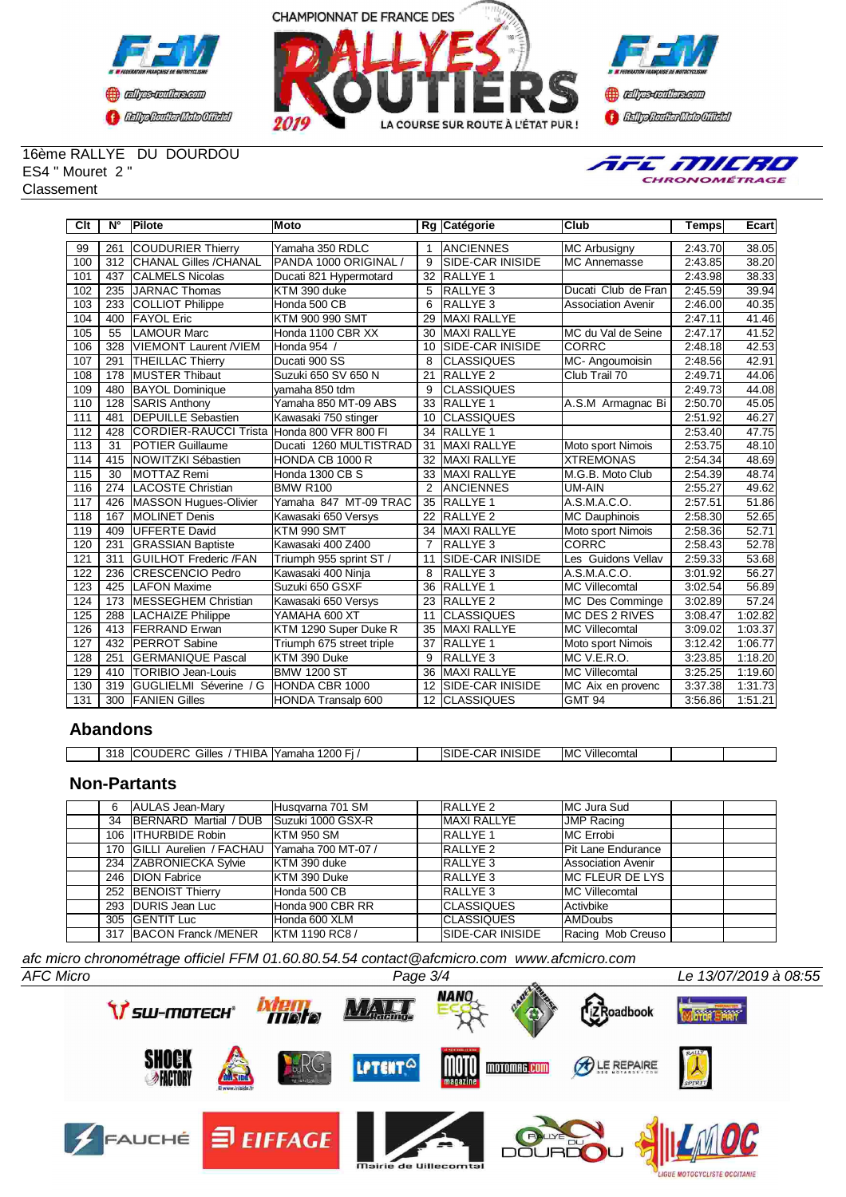16ème RALLYE DU DOURDOU
ES4 " Mouret 2 "
Classement

| Clt | N° | Pilote | Moto | Rg | Catégorie | Club | Temps | Ecart |
|---|---|---|---|---|---|---|---|---|
| 99 | 261 | COUDURIER Thierry | Yamaha 350 RDLC | 1 | ANCIENNES | MC Arbusigny | 2:43.70 | 38.05 |
| 100 | 312 | CHANAL Gilles /CHANAL | PANDA 1000 ORIGINAL / | 9 | SIDE-CAR INISIDE | MC Annemasse | 2:43.85 | 38.20 |
| 101 | 437 | CALMELS Nicolas | Ducati 821 Hypermotard | 32 | RALLYE 1 | | 2:43.98 | 38.33 |
| 102 | 235 | JARNAC Thomas | KTM 390 duke | 5 | RALLYE 3 | Ducati Club de Fran | 2:45.59 | 39.94 |
| 103 | 233 | COLLIOT Philippe | Honda 500 CB | 6 | RALLYE 3 | Association Avenir | 2:46.00 | 40.35 |
| 104 | 400 | FAYOL Eric | KTM 990 990 SMT | 29 | MAXI RALLYE | | 2:47.11 | 41.46 |
| 105 | 55 | LAMOUR Marc | Honda 1100 CBR XX | 30 | MAXI RALLYE | MC du Val de Seine | 2:47.17 | 41.52 |
| 106 | 328 | VIEMONT Laurent /VIEM | Honda 954 / | 10 | SIDE-CAR INISIDE | CORRC | 2:48.18 | 42.53 |
| 107 | 291 | THEILLAC Thierry | Ducati 900 SS | 8 | CLASSIQUES | MC- Angoumoisin | 2:48.56 | 42.91 |
| 108 | 178 | MUSTER Thibaut | Suzuki 650 SV 650 N | 21 | RALLYE 2 | Club Trail 70 | 2:49.71 | 44.06 |
| 109 | 480 | BAYOL Dominique | yamaha 850 tdm | 9 | CLASSIQUES | | 2:49.73 | 44.08 |
| 110 | 128 | SARIS Anthony | Yamaha 850 MT-09 ABS | 33 | RALLYE 1 | A.S.M Armagnac Bi | 2:50.70 | 45.05 |
| 111 | 481 | DEPUILLE Sebastien | Kawasaki 750 stinger | 10 | CLASSIQUES | | 2:51.92 | 46.27 |
| 112 | 428 | CORDIER-RAUCCI Trista | Honda 800 VFR 800 FI | 34 | RALLYE 1 | | 2:53.40 | 47.75 |
| 113 | 31 | POTIER Guillaume | Ducati 1260 MULTISTRAD | 31 | MAXI RALLYE | Moto sport Nimois | 2:53.75 | 48.10 |
| 114 | 415 | NOWITZKI Sébastien | HONDA CB 1000 R | 32 | MAXI RALLYE | XTREMONAS | 2:54.34 | 48.69 |
| 115 | 30 | MOTTAZ Remi | Honda 1300 CB S | 33 | MAXI RALLYE | M.G.B. Moto Club | 2:54.39 | 48.74 |
| 116 | 274 | LACOSTE Christian | BMW R100 | 2 | ANCIENNES | UM-AIN | 2:55.27 | 49.62 |
| 117 | 426 | MASSON Hugues-Olivier | Yamaha 847 MT-09 TRAC | 35 | RALLYE 1 | A.S.M.A.C.O. | 2:57.51 | 51.86 |
| 118 | 167 | MOLINET Denis | Kawasaki 650 Versys | 22 | RALLYE 2 | MC Dauphinois | 2:58.30 | 52.65 |
| 119 | 409 | UFFERTE David | KTM 990 SMT | 34 | MAXI RALLYE | Moto sport Nimois | 2:58.36 | 52.71 |
| 120 | 231 | GRASSIAN Baptiste | Kawasaki 400 Z400 | 7 | RALLYE 3 | CORRC | 2:58.43 | 52.78 |
| 121 | 311 | GUILHOT Frederic /FAN | Triumph 955 sprint ST / | 11 | SIDE-CAR INISIDE | Les Guidons Vellav | 2:59.33 | 53.68 |
| 122 | 236 | CRESCENCIO Pedro | Kawasaki 400 Ninja | 8 | RALLYE 3 | A.S.M.A.C.O. | 3:01.92 | 56.27 |
| 123 | 425 | LAFON Maxime | Suzuki 650 GSXF | 36 | RALLYE 1 | MC Villecomtal | 3:02.54 | 56.89 |
| 124 | 173 | MESSEGHEM Christian | Kawasaki 650 Versys | 23 | RALLYE 2 | MC Des Comminge | 3:02.89 | 57.24 |
| 125 | 288 | LACHAIZE Philippe | YAMAHA 600 XT | 11 | CLASSIQUES | MC DES 2 RIVES | 3:08.47 | 1:02.82 |
| 126 | 413 | FERRAND Erwan | KTM 1290 Super Duke R | 35 | MAXI RALLYE | MC Villecomtal | 3:09.02 | 1:03.37 |
| 127 | 432 | PERROT Sabine | Triumph 675 street triple | 37 | RALLYE 1 | Moto sport Nimois | 3:12.42 | 1:06.77 |
| 128 | 251 | GERMANIQUE Pascal | KTM 390 Duke | 9 | RALLYE 3 | MC V.E.R.O. | 3:23.85 | 1:18.20 |
| 129 | 410 | TORIBIO Jean-Louis | BMW 1200 ST | 36 | MAXI RALLYE | MC Villecomtal | 3:25.25 | 1:19.60 |
| 130 | 319 | GUGLIELMI Séverine / G | HONDA CBR 1000 | 12 | SIDE-CAR INISIDE | MC Aix en provenc | 3:37.38 | 1:31.73 |
| 131 | 300 | FANIEN Gilles | HONDA Transalp 600 | 12 | CLASSIQUES | GMT 94 | 3:56.86 | 1:51.21 |

## Abandons

| Clt | N° | Pilote | Moto | Rg | Catégorie | Club | Temps | Ecart |
|---|---|---|---|---|---|---|---|---|
| | 318 | COUDERC Gilles / THIBA | Yamaha 1200 Fj / | | SIDE-CAR INISIDE | MC Villecomtal | | |

## Non-Partants

| Clt | N° | Pilote | Moto | Rg | Catégorie | Club | Temps | Ecart |
|---|---|---|---|---|---|---|---|---|
| | 6 | AULAS Jean-Mary | Husqvarna 701 SM | | RALLYE 2 | MC Jura Sud | | |
| | 34 | BERNARD Martial / DUB | Suzuki 1000 GSX-R | | MAXI RALLYE | JMP Racing | | |
| | 106 | ITHURBIDE Robin | KTM 950 SM | | RALLYE 1 | MC Errobi | | |
| | 170 | GILLI Aurelien / FACHAU | Yamaha 700 MT-07 / | | RALLYE 2 | Pit Lane Endurance | | |
| | 234 | ZABRONIECKA Sylvie | KTM 390 duke | | RALLYE 3 | Association Avenir | | |
| | 246 | DION Fabrice | KTM 390 Duke | | RALLYE 3 | MC FLEUR DE LYS | | |
| | 252 | BENOIST Thierry | Honda 500 CB | | RALLYE 3 | MC Villecomtal | | |
| | 293 | DURIS Jean Luc | Honda 900 CBR RR | | CLASSIQUES | Activbike | | |
| | 305 | GENTIT Luc | Honda 600 XLM | | CLASSIQUES | AMDoubs | | |
| | 317 | BACON Franck /MENER | KTM 1190 RC8 / | | SIDE-CAR INISIDE | Racing Mob Creuso | | |

*afc micro chronométrage officiel FFM 01.60.80.54.54 contact@afcmicro.com www.afcmicro.com*

*AFC Micro* — Le 13/07/2019 à 08:55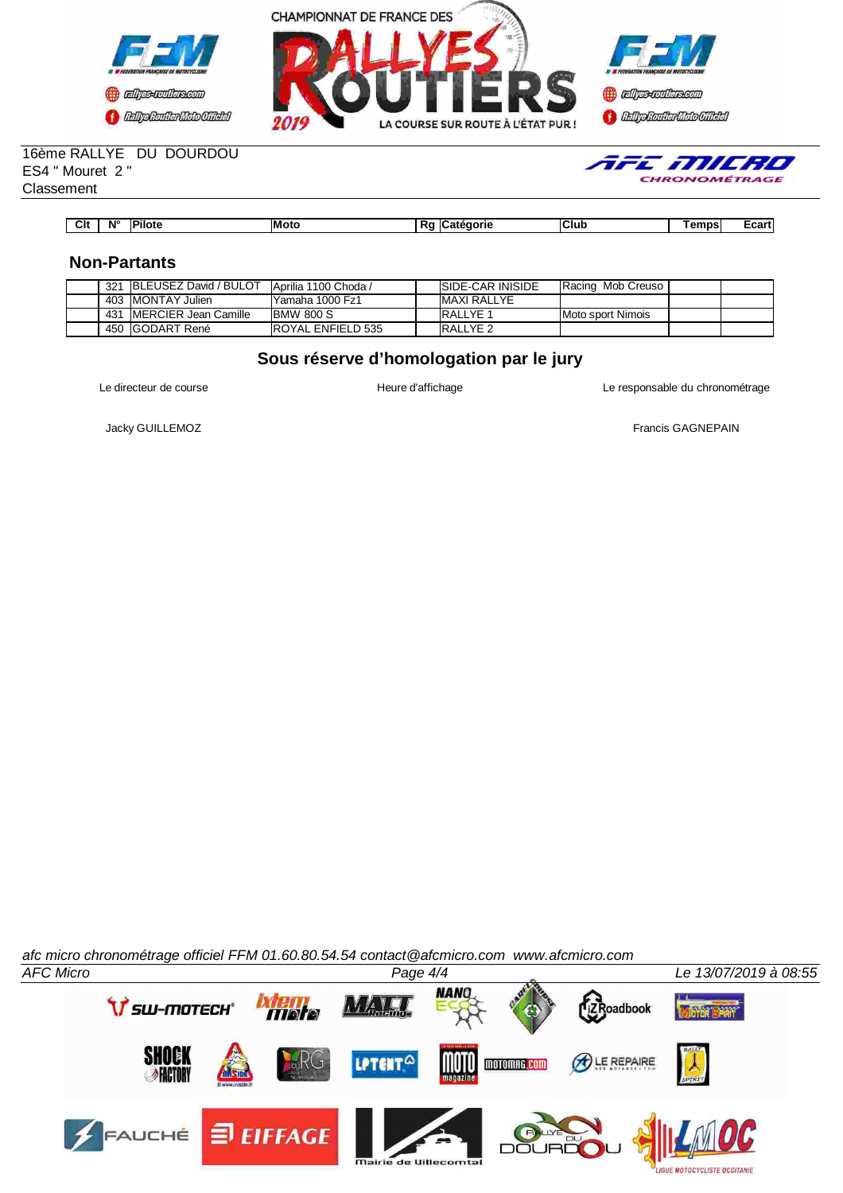16ème RALLYE DU DOURDOU
ES4 " Mouret 2 "
Classement

## Non-Partants

| Clt | N° | Pilote | Moto | Rg | Catégorie | Club | Temps | Ecart |
|---|---|---|---|---|---|---|---|---|
| | 321 | BLEUSEZ David / BULOT | Aprilia 1100 Choda / | | SIDE-CAR INISIDE | Racing Mob Creuso | | |
| | 403 | MONTAY Julien | Yamaha 1000 Fz1 | | MAXI RALLYE | | | |
| | 431 | MERCIER Jean Camille | BMW 800 S | | RALLYE 1 | Moto sport Nimois | | |
| | 450 | GODART René | ROYAL ENFIELD 535 | | RALLYE 2 | | | |

**Sous réserve d'homologation par le jury**

Le directeur de course — Heure d'affichage — Le responsable du chronométrage

Jacky GUILLEMOZ — Francis GAGNEPAIN

*afc micro chronométrage officiel FFM 01.60.80.54.54 contact@afcmicro.com www.afcmicro.com*

*AFC Micro* — *Le 13/07/2019 à 08:55*